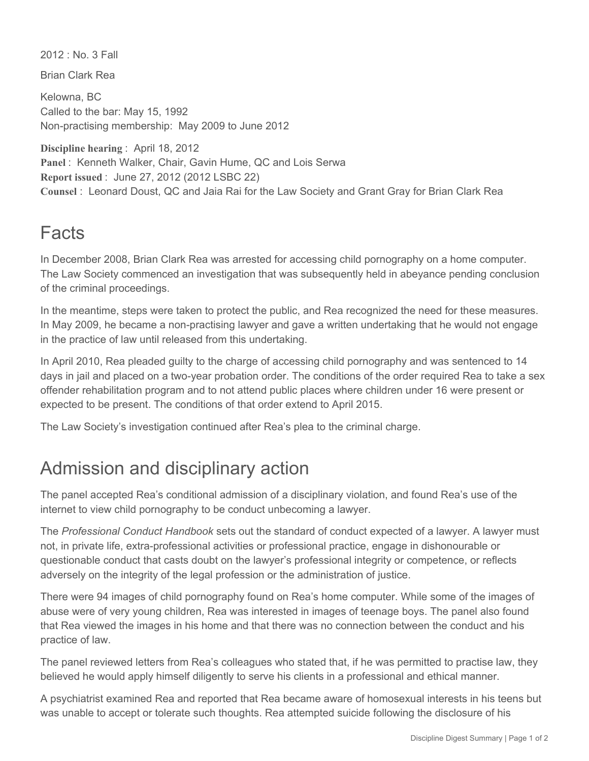2012 : No. 3 Fall

Brian Clark Rea

Kelowna, BC
Called to the bar: May 15, 1992
Non-practising membership: May 2009 to June 2012

**Discipline hearing** : April 18, 2012
**Panel** : Kenneth Walker, Chair, Gavin Hume, QC and Lois Serwa
**Report issued** : June 27, 2012 (2012 LSBC 22)
**Counsel** : Leonard Doust, QC and Jaia Rai for the Law Society and Grant Gray for Brian Clark Rea

# Facts

In December 2008, Brian Clark Rea was arrested for accessing child pornography on a home computer. The Law Society commenced an investigation that was subsequently held in abeyance pending conclusion of the criminal proceedings.

In the meantime, steps were taken to protect the public, and Rea recognized the need for these measures. In May 2009, he became a non-practising lawyer and gave a written undertaking that he would not engage in the practice of law until released from this undertaking.

In April 2010, Rea pleaded guilty to the charge of accessing child pornography and was sentenced to 14 days in jail and placed on a two-year probation order. The conditions of the order required Rea to take a sex offender rehabilitation program and to not attend public places where children under 16 were present or expected to be present. The conditions of that order extend to April 2015.

The Law Society's investigation continued after Rea's plea to the criminal charge.

# Admission and disciplinary action

The panel accepted Rea's conditional admission of a disciplinary violation, and found Rea's use of the internet to view child pornography to be conduct unbecoming a lawyer.

The *Professional Conduct Handbook* sets out the standard of conduct expected of a lawyer. A lawyer must not, in private life, extra-professional activities or professional practice, engage in dishonourable or questionable conduct that casts doubt on the lawyer's professional integrity or competence, or reflects adversely on the integrity of the legal profession or the administration of justice.

There were 94 images of child pornography found on Rea's home computer. While some of the images of abuse were of very young children, Rea was interested in images of teenage boys. The panel also found that Rea viewed the images in his home and that there was no connection between the conduct and his practice of law.

The panel reviewed letters from Rea's colleagues who stated that, if he was permitted to practise law, they believed he would apply himself diligently to serve his clients in a professional and ethical manner.

A psychiatrist examined Rea and reported that Rea became aware of homosexual interests in his teens but was unable to accept or tolerate such thoughts. Rea attempted suicide following the disclosure of his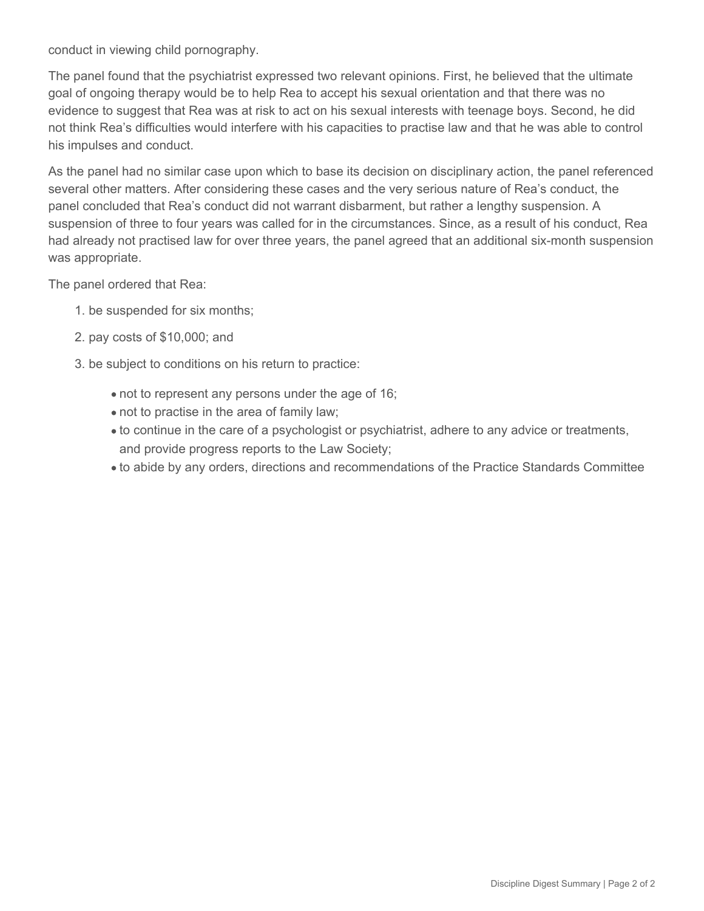conduct in viewing child pornography.

The panel found that the psychiatrist expressed two relevant opinions. First, he believed that the ultimate goal of ongoing therapy would be to help Rea to accept his sexual orientation and that there was no evidence to suggest that Rea was at risk to act on his sexual interests with teenage boys. Second, he did not think Rea's difficulties would interfere with his capacities to practise law and that he was able to control his impulses and conduct.

As the panel had no similar case upon which to base its decision on disciplinary action, the panel referenced several other matters. After considering these cases and the very serious nature of Rea's conduct, the panel concluded that Rea's conduct did not warrant disbarment, but rather a lengthy suspension. A suspension of three to four years was called for in the circumstances. Since, as a result of his conduct, Rea had already not practised law for over three years, the panel agreed that an additional six-month suspension was appropriate.

The panel ordered that Rea:

1. be suspended for six months;
2. pay costs of $10,000; and
3. be subject to conditions on his return to practice:
   - not to represent any persons under the age of 16;
   - not to practise in the area of family law;
   - to continue in the care of a psychologist or psychiatrist, adhere to any advice or treatments, and provide progress reports to the Law Society;
   - to abide by any orders, directions and recommendations of the Practice Standards Committee